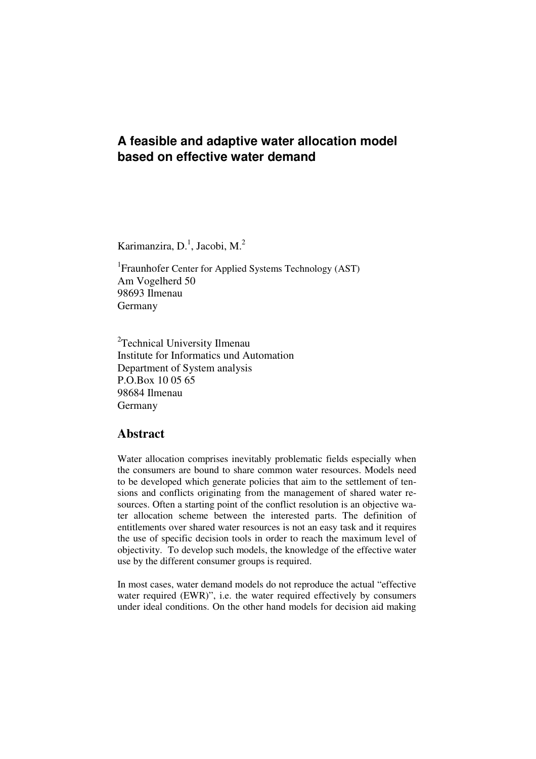# A feasible and adaptive water allocation model based on effective water demand

Karimanzira, D.[1], Jacobi, M.[2]

[1]Fraunhofer Center for Applied Systems Technology (AST)
Am Vogelherd 50
98693 Ilmenau
Germany

[2]Technical University Ilmenau
Institute for Informatics und Automation
Department of System analysis
P.O.Box 10 05 65
98684 Ilmenau
Germany

## Abstract

Water allocation comprises inevitably problematic fields especially when the consumers are bound to share common water resources. Models need to be developed which generate policies that aim to the settlement of tensions and conflicts originating from the management of shared water resources. Often a starting point of the conflict resolution is an objective water allocation scheme between the interested parts. The definition of entitlements over shared water resources is not an easy task and it requires the use of specific decision tools in order to reach the maximum level of objectivity. To develop such models, the knowledge of the effective water use by the different consumer groups is required.

In most cases, water demand models do not reproduce the actual "effective water required (EWR)", i.e. the water required effectively by consumers under ideal conditions. On the other hand models for decision aid making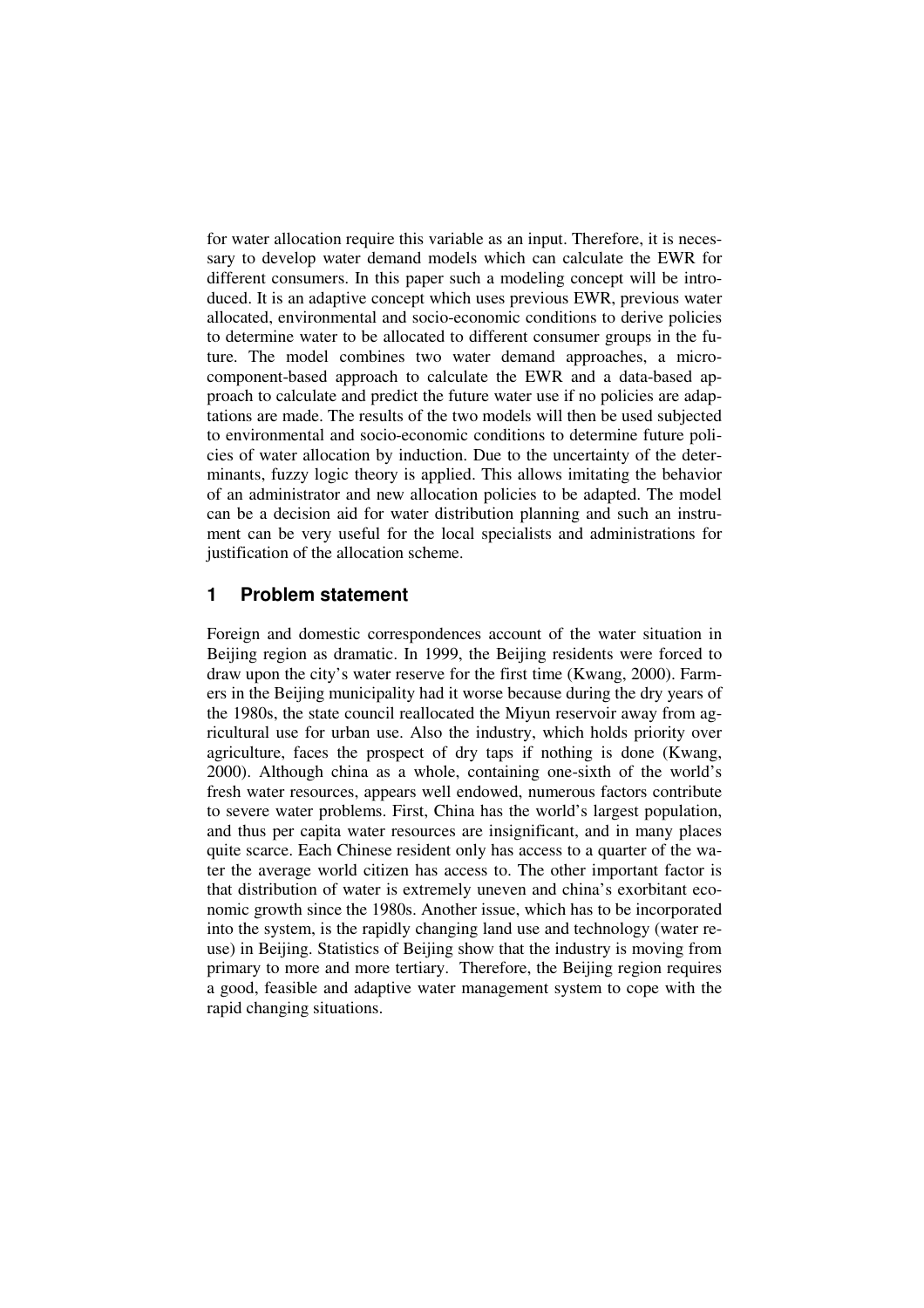for water allocation require this variable as an input. Therefore, it is necessary to develop water demand models which can calculate the EWR for different consumers. In this paper such a modeling concept will be introduced. It is an adaptive concept which uses previous EWR, previous water allocated, environmental and socio-economic conditions to derive policies to determine water to be allocated to different consumer groups in the future. The model combines two water demand approaches, a micro-component-based approach to calculate the EWR and a data-based approach to calculate and predict the future water use if no policies are adaptations are made. The results of the two models will then be used subjected to environmental and socio-economic conditions to determine future policies of water allocation by induction. Due to the uncertainty of the determinants, fuzzy logic theory is applied. This allows imitating the behavior of an administrator and new allocation policies to be adapted. The model can be a decision aid for water distribution planning and such an instrument can be very useful for the local specialists and administrations for justification of the allocation scheme.

## 1 Problem statement

Foreign and domestic correspondences account of the water situation in Beijing region as dramatic. In 1999, the Beijing residents were forced to draw upon the city's water reserve for the first time (Kwang, 2000). Farmers in the Beijing municipality had it worse because during the dry years of the 1980s, the state council reallocated the Miyun reservoir away from agricultural use for urban use. Also the industry, which holds priority over agriculture, faces the prospect of dry taps if nothing is done (Kwang, 2000). Although china as a whole, containing one-sixth of the world's fresh water resources, appears well endowed, numerous factors contribute to severe water problems. First, China has the world's largest population, and thus per capita water resources are insignificant, and in many places quite scarce. Each Chinese resident only has access to a quarter of the water the average world citizen has access to. The other important factor is that distribution of water is extremely uneven and china's exorbitant economic growth since the 1980s. Another issue, which has to be incorporated into the system, is the rapidly changing land use and technology (water reuse) in Beijing. Statistics of Beijing show that the industry is moving from primary to more and more tertiary. Therefore, the Beijing region requires a good, feasible and adaptive water management system to cope with the rapid changing situations.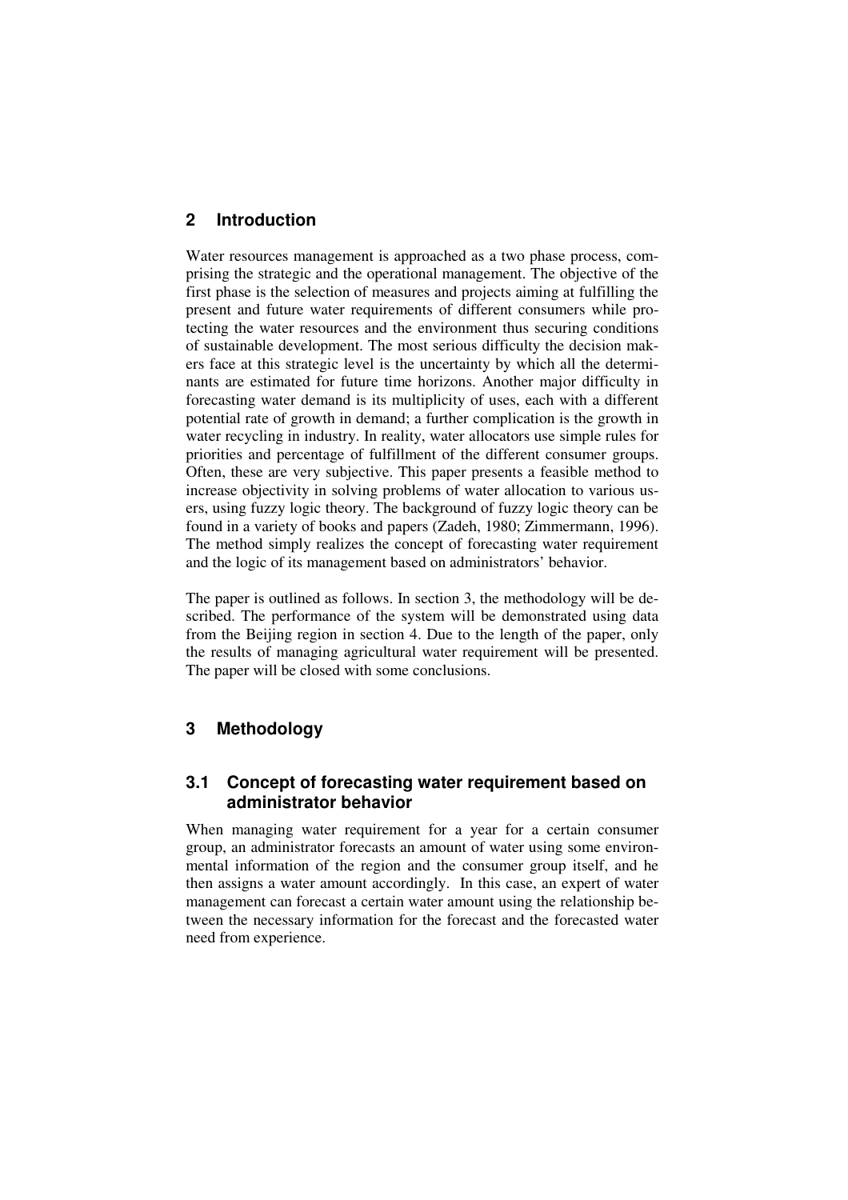## 2 Introduction

Water resources management is approached as a two phase process, comprising the strategic and the operational management. The objective of the first phase is the selection of measures and projects aiming at fulfilling the present and future water requirements of different consumers while protecting the water resources and the environment thus securing conditions of sustainable development. The most serious difficulty the decision makers face at this strategic level is the uncertainty by which all the determinants are estimated for future time horizons. Another major difficulty in forecasting water demand is its multiplicity of uses, each with a different potential rate of growth in demand; a further complication is the growth in water recycling in industry. In reality, water allocators use simple rules for priorities and percentage of fulfillment of the different consumer groups. Often, these are very subjective. This paper presents a feasible method to increase objectivity in solving problems of water allocation to various users, using fuzzy logic theory. The background of fuzzy logic theory can be found in a variety of books and papers (Zadeh, 1980; Zimmermann, 1996). The method simply realizes the concept of forecasting water requirement and the logic of its management based on administrators' behavior.

The paper is outlined as follows. In section 3, the methodology will be described. The performance of the system will be demonstrated using data from the Beijing region in section 4. Due to the length of the paper, only the results of managing agricultural water requirement will be presented. The paper will be closed with some conclusions.

## 3 Methodology

### 3.1 Concept of forecasting water requirement based on administrator behavior

When managing water requirement for a year for a certain consumer group, an administrator forecasts an amount of water using some environmental information of the region and the consumer group itself, and he then assigns a water amount accordingly. In this case, an expert of water management can forecast a certain water amount using the relationship between the necessary information for the forecast and the forecasted water need from experience.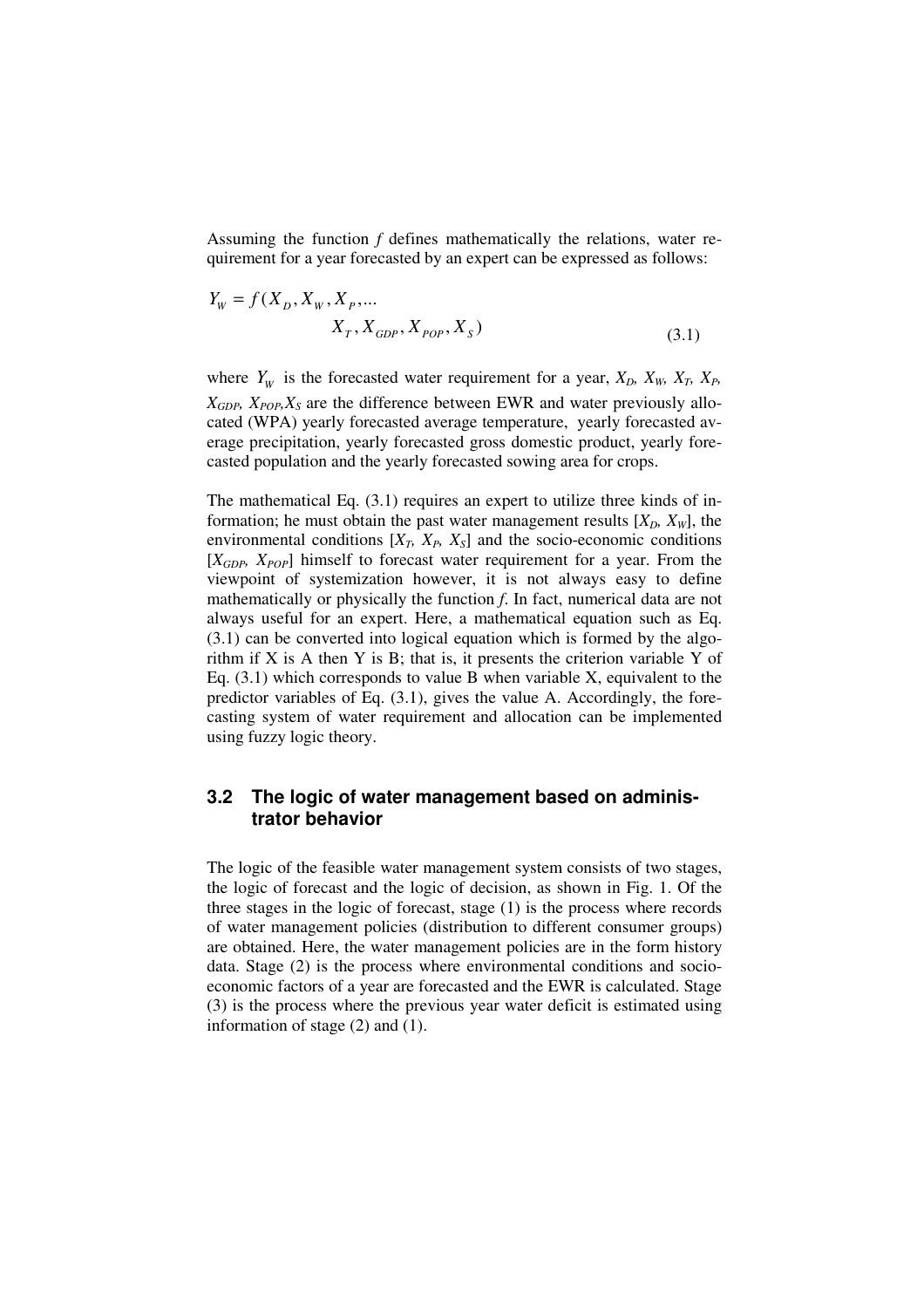Assuming the function *f* defines mathematically the relations, water requirement for a year forecasted by an expert can be expressed as follows:

$$Y_W = f(X_D, X_W, X_P, \ldots \quad X_T, X_{GDP}, X_{POP}, X_S) \tag{3.1}$$

where $Y_W$ is the forecasted water requirement for a year, $X_D$, $X_W$, $X_T$, $X_P$, $X_{GDP}$, $X_{POP}$, $X_S$ are the difference between EWR and water previously allocated (WPA) yearly forecasted average temperature, yearly forecasted average precipitation, yearly forecasted gross domestic product, yearly forecasted population and the yearly forecasted sowing area for crops.

The mathematical Eq. (3.1) requires an expert to utilize three kinds of information; he must obtain the past water management results [$X_D$, $X_W$], the environmental conditions [$X_T$, $X_P$, $X_S$] and the socio-economic conditions [$X_{GDP}$, $X_{POP}$] himself to forecast water requirement for a year. From the viewpoint of systemization however, it is not always easy to define mathematically or physically the function *f*. In fact, numerical data are not always useful for an expert. Here, a mathematical equation such as Eq. (3.1) can be converted into logical equation which is formed by the algorithm if X is A then Y is B; that is, it presents the criterion variable Y of Eq. (3.1) which corresponds to value B when variable X, equivalent to the predictor variables of Eq. (3.1), gives the value A. Accordingly, the forecasting system of water requirement and allocation can be implemented using fuzzy logic theory.

## 3.2 The logic of water management based on administrator behavior

The logic of the feasible water management system consists of two stages, the logic of forecast and the logic of decision, as shown in Fig. 1. Of the three stages in the logic of forecast, stage (1) is the process where records of water management policies (distribution to different consumer groups) are obtained. Here, the water management policies are in the form history data. Stage (2) is the process where environmental conditions and socio-economic factors of a year are forecasted and the EWR is calculated. Stage (3) is the process where the previous year water deficit is estimated using information of stage (2) and (1).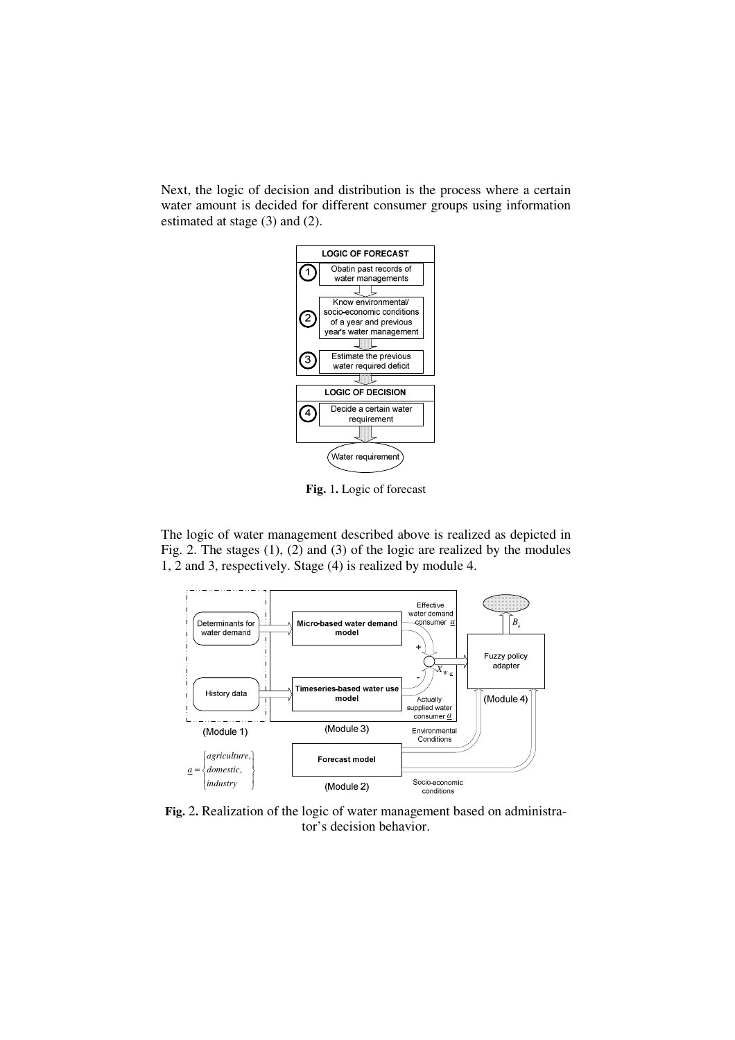Next, the logic of decision and distribution is the process where a certain water amount is decided for different consumer groups using information estimated at stage (3) and (2).

**LOGIC OF FORECAST**

1. Obatin past records of water managements
2. Know environmental/ socio-economic conditions of a year and previous year's water management
3. Estimate the previous water required deficit

**LOGIC OF DECISION**

4. Decide a certain water requirement

Water requirement

**Fig.** 1**.** Logic of forecast

The logic of water management described above is realized as depicted in Fig. 2. The stages (1), (2) and (3) of the logic are realized by the modules 1, 2 and 3, respectively. Stage (4) is realized by module 4.

Determinants for water demand — Micro-based water demand model — Effective water demand consumer $\underline{a}$ (+)

History data — Timeseries-based water use model — Actually supplied water consumer $\underline{a}$ (-)

$X_{W,\underline{a}}$ — Fuzzy policy adapter (Module 4) — $B_a$

(Module 1) (Module 3)

Forecast model (Module 2) — Environmental Conditions; Socio-economic conditions

$$\underline{a} = \begin{Bmatrix} agriculture, \\ domestic, \\ industry \end{Bmatrix}$$

**Fig.** 2**.** Realization of the logic of water management based on administrator's decision behavior.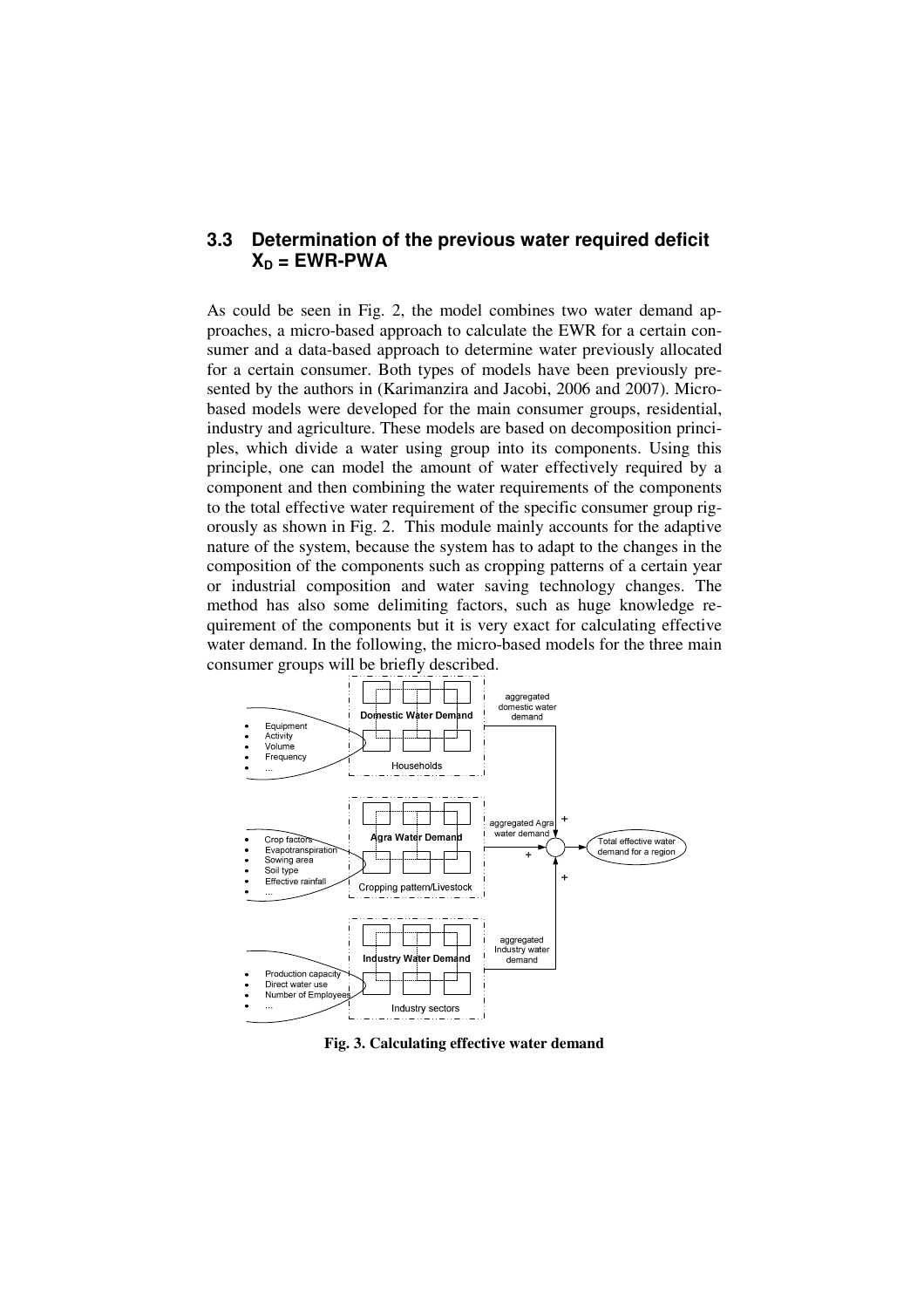## 3.3 Determination of the previous water required deficit $X_D$ = EWR-PWA

As could be seen in Fig. 2, the model combines two water demand approaches, a micro-based approach to calculate the EWR for a certain consumer and a data-based approach to determine water previously allocated for a certain consumer. Both types of models have been previously presented by the authors in (Karimanzira and Jacobi, 2006 and 2007). Micro-based models were developed for the main consumer groups, residential, industry and agriculture. These models are based on decomposition principles, which divide a water using group into its components. Using this principle, one can model the amount of water effectively required by a component and then combining the water requirements of the components to the total effective water requirement of the specific consumer group rigorously as shown in Fig. 2. This module mainly accounts for the adaptive nature of the system, because the system has to adapt to the changes in the composition of the components such as cropping patterns of a certain year or industrial composition and water saving technology changes. The method has also some delimiting factors, such as huge knowledge requirement of the components but it is very exact for calculating effective water demand. In the following, the micro-based models for the three main consumer groups will be briefly described.

**Fig. 3. Calculating effective water demand**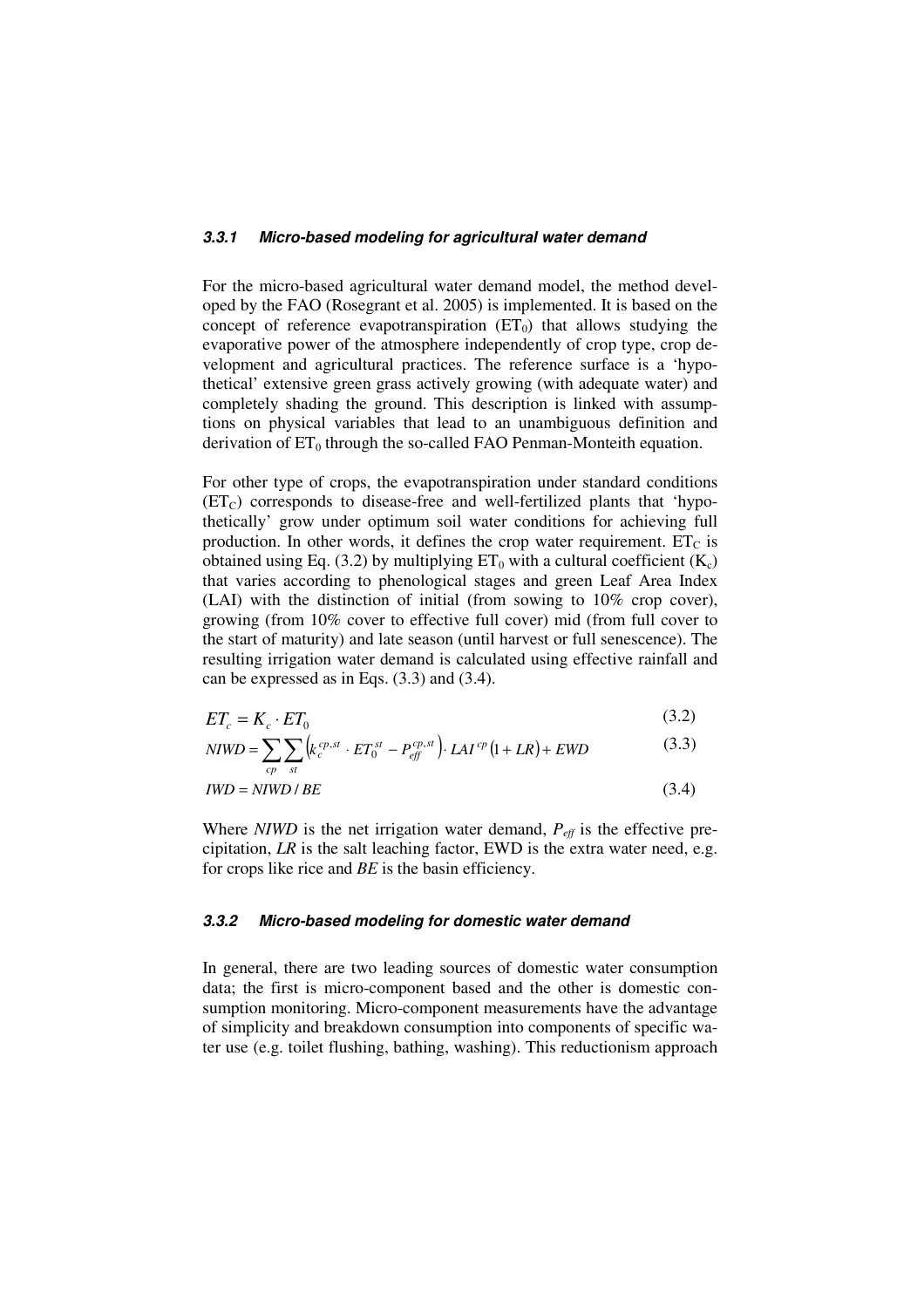### *3.3.1 Micro-based modeling for agricultural water demand*

For the micro-based agricultural water demand model, the method developed by the FAO (Rosegrant et al. 2005) is implemented. It is based on the concept of reference evapotranspiration ($ET_0$) that allows studying the evaporative power of the atmosphere independently of crop type, crop development and agricultural practices. The reference surface is a 'hypothetical' extensive green grass actively growing (with adequate water) and completely shading the ground. This description is linked with assumptions on physical variables that lead to an unambiguous definition and derivation of $ET_0$ through the so-called FAO Penman-Monteith equation.

For other type of crops, the evapotranspiration under standard conditions ($ET_C$) corresponds to disease-free and well-fertilized plants that 'hypothetically' grow under optimum soil water conditions for achieving full production. In other words, it defines the crop water requirement. $ET_C$ is obtained using Eq. (3.2) by multiplying $ET_0$ with a cultural coefficient ($K_c$) that varies according to phenological stages and green Leaf Area Index (LAI) with the distinction of initial (from sowing to 10% crop cover), growing (from 10% cover to effective full cover) mid (from full cover to the start of maturity) and late season (until harvest or full senescence). The resulting irrigation water demand is calculated using effective rainfall and can be expressed as in Eqs. (3.3) and (3.4).

$$ET_c = K_c \cdot ET_0 \tag{3.2}$$

$$NIWD = \sum_{cp} \sum_{st} \left( k_c^{cp,st} \cdot ET_0^{st} - P_{eff}^{cp,st} \right) \cdot LAI^{cp} \left(1 + LR\right) + EWD \tag{3.3}$$

$$IWD = NIWD / BE \tag{3.4}$$

Where *NIWD* is the net irrigation water demand, $P_{eff}$ is the effective precipitation, *LR* is the salt leaching factor, EWD is the extra water need, e.g. for crops like rice and *BE* is the basin efficiency.

### *3.3.2 Micro-based modeling for domestic water demand*

In general, there are two leading sources of domestic water consumption data; the first is micro-component based and the other is domestic consumption monitoring. Micro-component measurements have the advantage of simplicity and breakdown consumption into components of specific water use (e.g. toilet flushing, bathing, washing). This reductionism approach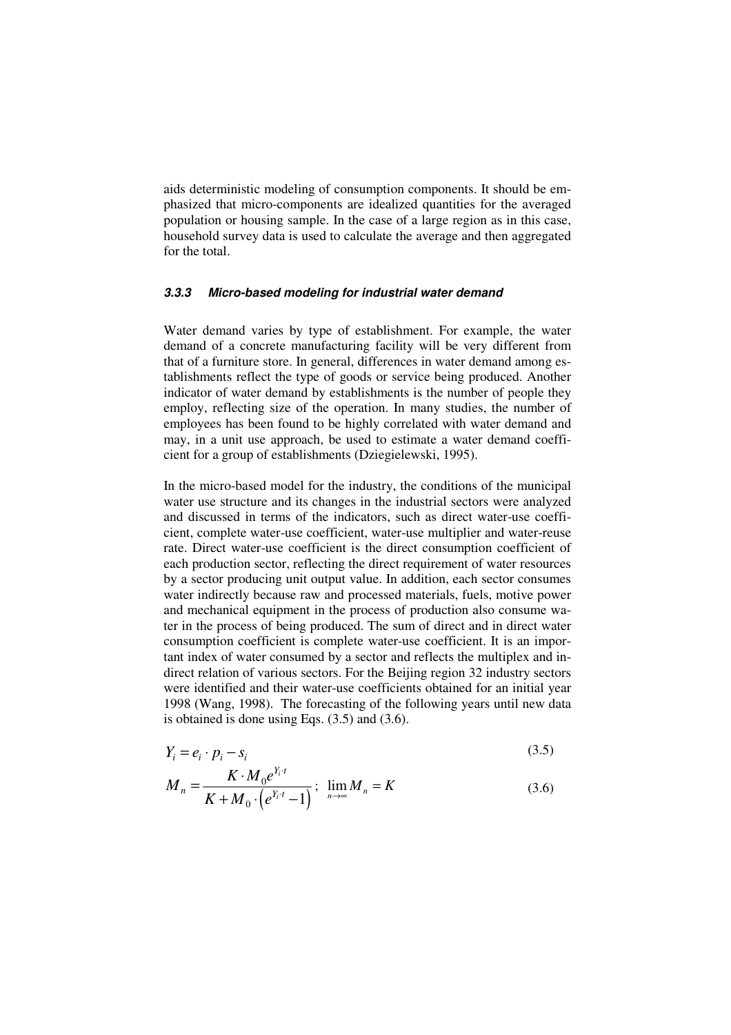aids deterministic modeling of consumption components. It should be emphasized that micro-components are idealized quantities for the averaged population or housing sample. In the case of a large region as in this case, household survey data is used to calculate the average and then aggregated for the total.

### *3.3.3 Micro-based modeling for industrial water demand*

Water demand varies by type of establishment. For example, the water demand of a concrete manufacturing facility will be very different from that of a furniture store. In general, differences in water demand among establishments reflect the type of goods or service being produced. Another indicator of water demand by establishments is the number of people they employ, reflecting size of the operation. In many studies, the number of employees has been found to be highly correlated with water demand and may, in a unit use approach, be used to estimate a water demand coefficient for a group of establishments (Dziegielewski, 1995).

In the micro-based model for the industry, the conditions of the municipal water use structure and its changes in the industrial sectors were analyzed and discussed in terms of the indicators, such as direct water-use coefficient, complete water-use coefficient, water-use multiplier and water-reuse rate. Direct water-use coefficient is the direct consumption coefficient of each production sector, reflecting the direct requirement of water resources by a sector producing unit output value. In addition, each sector consumes water indirectly because raw and processed materials, fuels, motive power and mechanical equipment in the process of production also consume water in the process of being produced. The sum of direct and in direct water consumption coefficient is complete water-use coefficient. It is an important index of water consumed by a sector and reflects the multiplex and indirect relation of various sectors. For the Beijing region 32 industry sectors were identified and their water-use coefficients obtained for an initial year 1998 (Wang, 1998). The forecasting of the following years until new data is obtained is done using Eqs. (3.5) and (3.6).

$$Y_i = e_i \cdot p_i - s_i \tag{3.5}$$

$$M_n = \frac{K \cdot M_0 e^{Y_i \cdot t}}{K + M_0 \cdot \left(e^{Y_i \cdot t} - 1\right)}; \quad \lim_{n \to \infty} M_n = K \tag{3.6}$$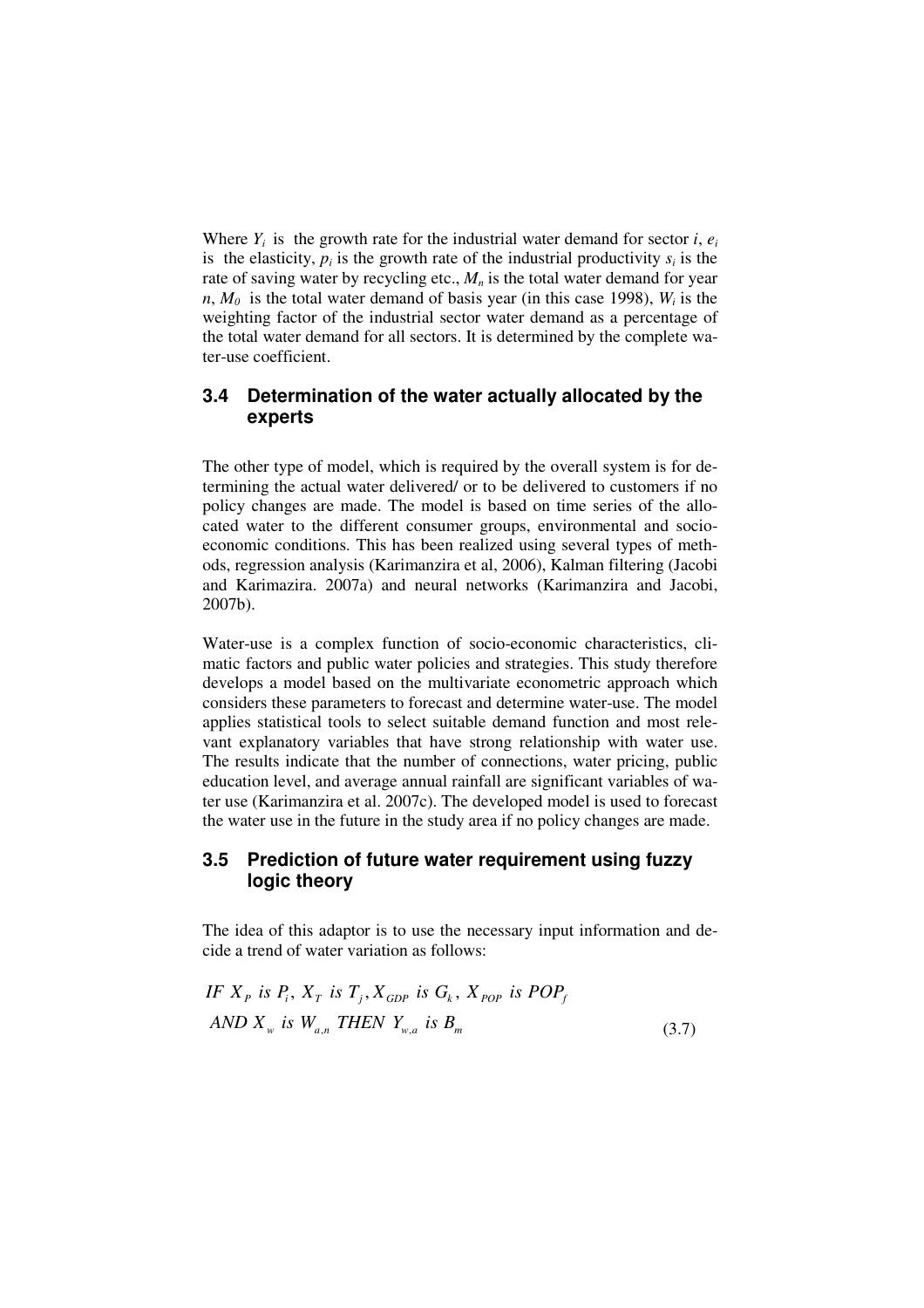Where $Y_i$ is the growth rate for the industrial water demand for sector $i$, $e_i$ is the elasticity, $p_i$ is the growth rate of the industrial productivity $s_i$ is the rate of saving water by recycling etc., $M_n$ is the total water demand for year $n$, $M_0$ is the total water demand of basis year (in this case 1998), $W_i$ is the weighting factor of the industrial sector water demand as a percentage of the total water demand for all sectors. It is determined by the complete water-use coefficient.

## 3.4 Determination of the water actually allocated by the experts

The other type of model, which is required by the overall system is for determining the actual water delivered/ or to be delivered to customers if no policy changes are made. The model is based on time series of the allocated water to the different consumer groups, environmental and socio-economic conditions. This has been realized using several types of methods, regression analysis (Karimanzira et al, 2006), Kalman filtering (Jacobi and Karimazira. 2007a) and neural networks (Karimanzira and Jacobi, 2007b).

Water-use is a complex function of socio-economic characteristics, climatic factors and public water policies and strategies. This study therefore develops a model based on the multivariate econometric approach which considers these parameters to forecast and determine water-use. The model applies statistical tools to select suitable demand function and most relevant explanatory variables that have strong relationship with water use. The results indicate that the number of connections, water pricing, public education level, and average annual rainfall are significant variables of water use (Karimanzira et al. 2007c). The developed model is used to forecast the water use in the future in the study area if no policy changes are made.

## 3.5 Prediction of future water requirement using fuzzy logic theory

The idea of this adaptor is to use the necessary input information and decide a trend of water variation as follows:

$$IF\ X_P\ is\ P_i,\ X_T\ is\ T_j, X_{GDP}\ is\ G_k,\ X_{POP}\ is\ POP_f$$
$$AND\ X_w\ is\ W_{a,n}\ THEN\ Y_{w,a}\ is\ B_m \tag{3.7}$$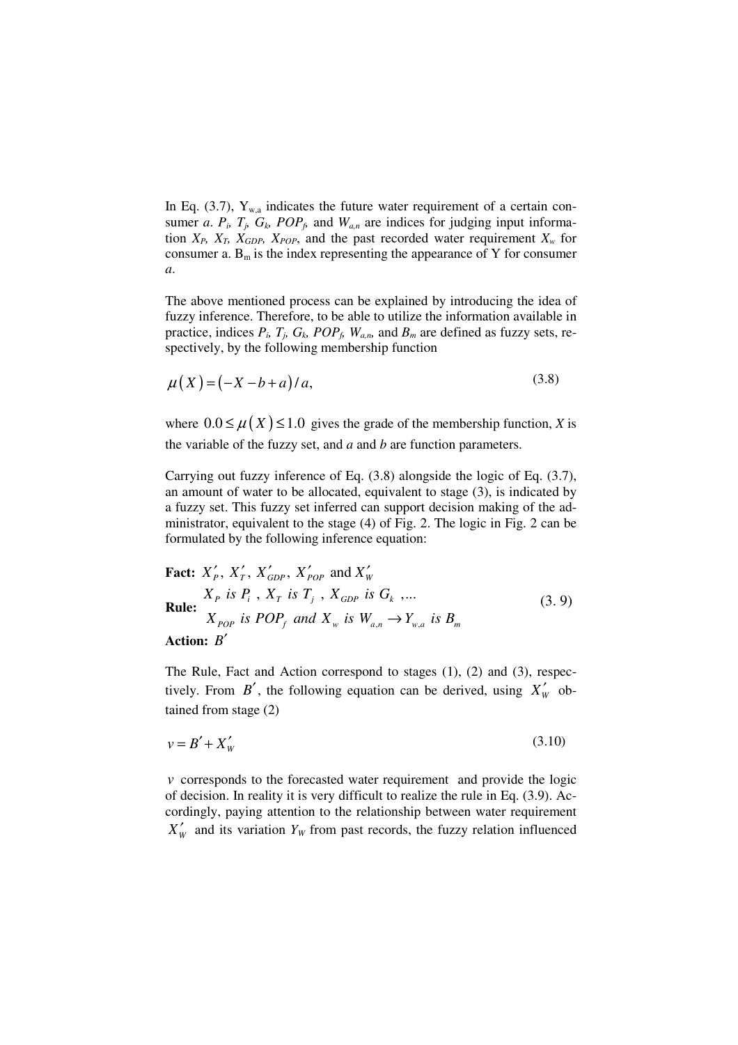In Eq. (3.7), $Y_{w,a}$ indicates the future water requirement of a certain consumer *a*. $P_i$, $T_j$, $G_k$, $POP_f$, and $W_{a,n}$ are indices for judging input information $X_P$, $X_T$, $X_{GDP}$, $X_{POP}$, and the past recorded water requirement $X_w$ for consumer a. $B_m$ is the index representing the appearance of Y for consumer *a*.

The above mentioned process can be explained by introducing the idea of fuzzy inference. Therefore, to be able to utilize the information available in practice, indices $P_i$, $T_j$, $G_k$, $POP_f$, $W_{a,n}$, and $B_m$ are defined as fuzzy sets, respectively, by the following membership function

$$\mu(X) = (-X - b + a)/a, \tag{3.8}$$

where $0.0 \leq \mu(X) \leq 1.0$ gives the grade of the membership function, *X* is the variable of the fuzzy set, and *a* and *b* are function parameters.

Carrying out fuzzy inference of Eq. (3.8) alongside the logic of Eq. (3.7), an amount of water to be allocated, equivalent to stage (3), is indicated by a fuzzy set. This fuzzy set inferred can support decision making of the administrator, equivalent to the stage (4) of Fig. 2. The logic in Fig. 2 can be formulated by the following inference equation:

**Fact:** $X'_P$, $X'_T$, $X'_{GDP}$, $X'_{POP}$ and $X'_W$

**Rule:** $X_P$ *is* $P_i$ , $X_T$ *is* $T_j$ , $X_{GDP}$ *is* $G_k$ ,...
$X_{POP}$ *is* $POP_f$ *and* $X_w$ *is* $W_{a,n} \rightarrow Y_{w,a}$ *is* $B_m$ (3. 9)

**Action:** $B'$

The Rule, Fact and Action correspond to stages (1), (2) and (3), respectively. From $B'$, the following equation can be derived, using $X'_W$ obtained from stage (2)

$$v = B' + X'_W \tag{3.10}$$

$v$ corresponds to the forecasted water requirement and provide the logic of decision. In reality it is very difficult to realize the rule in Eq. (3.9). Accordingly, paying attention to the relationship between water requirement $X'_W$ and its variation $Y_W$ from past records, the fuzzy relation influenced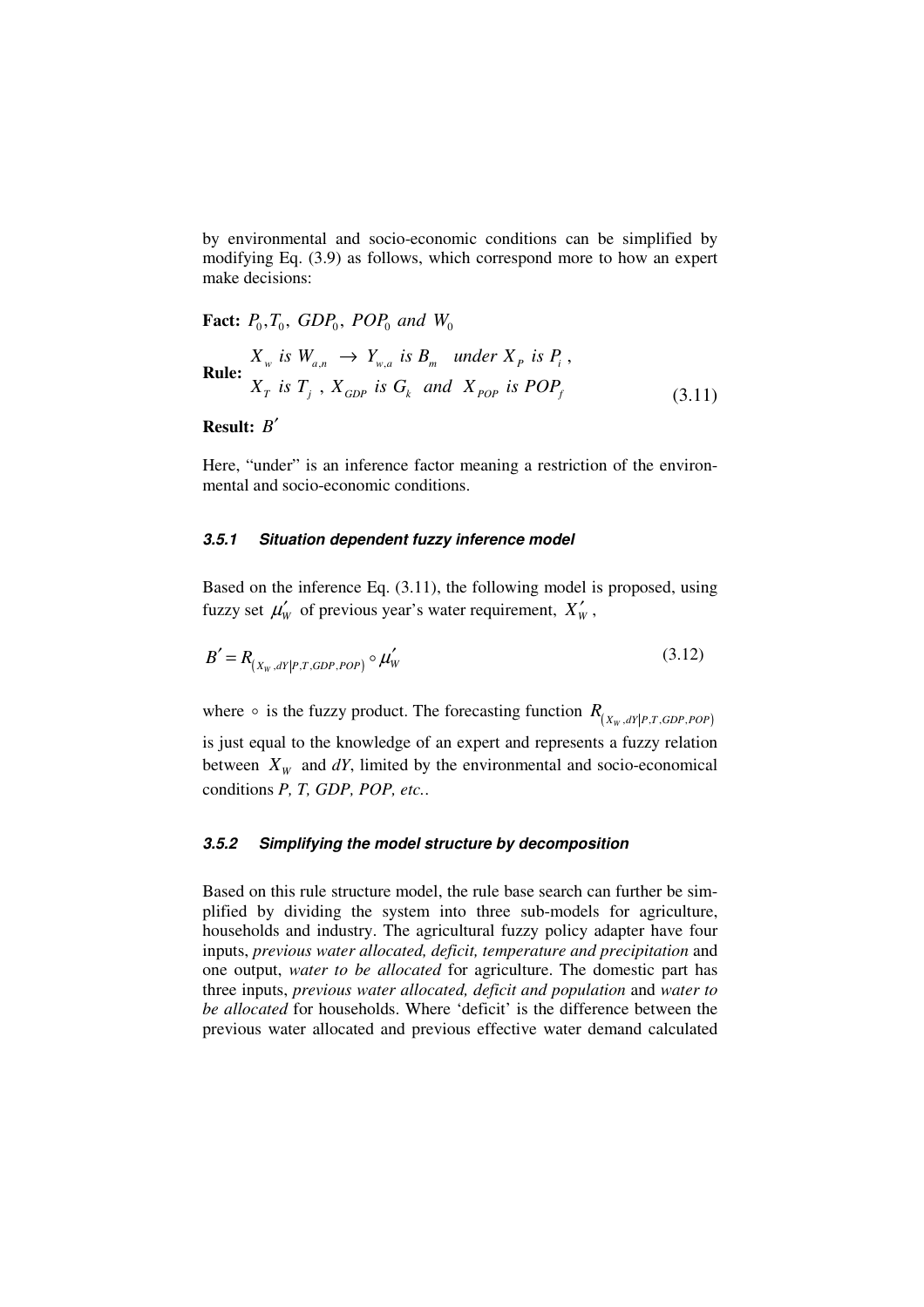by environmental and socio-economic conditions can be simplified by modifying Eq. (3.9) as follows, which correspond more to how an expert make decisions:

$$
\begin{aligned}
&\textbf{Fact: } P_0, T_0,\ GDP_0,\ POP_0 \ and \ W_0 \\
&\textbf{Rule: } \begin{array}{l} X_w \ is \ W_{a,n} \ \rightarrow \ Y_{w,a} \ is \ B_m \quad under \ X_P \ is \ P_i \,, \\ X_T \ is \ T_j \,,\ X_{GDP} \ is \ G_k \ \ and \ \ X_{POP} \ is \ POP_f \end{array} \qquad (3.11) \\
&\textbf{Result: } B'
\end{aligned}
$$

Here, "under" is an inference factor meaning a restriction of the environmental and socio-economic conditions.

### *3.5.1 Situation dependent fuzzy inference model*

Based on the inference Eq. (3.11), the following model is proposed, using fuzzy set $\mu_W'$ of previous year's water requirement, $X_W'$,

$$B' = R_{\left(X_W, dY \middle| P, T, GDP, POP\right)} \circ \mu_W' \qquad (3.12)$$

where $\circ$ is the fuzzy product. The forecasting function $R_{\left(X_W, dY \middle| P, T, GDP, POP\right)}$ is just equal to the knowledge of an expert and represents a fuzzy relation between $X_W$ and *dY*, limited by the environmental and socio-economical conditions *P, T, GDP, POP, etc.*.

### *3.5.2 Simplifying the model structure by decomposition*

Based on this rule structure model, the rule base search can further be simplified by dividing the system into three sub-models for agriculture, households and industry. The agricultural fuzzy policy adapter have four inputs, *previous water allocated, deficit, temperature and precipitation* and one output, *water to be allocated* for agriculture. The domestic part has three inputs, *previous water allocated, deficit and population* and *water to be allocated* for households. Where 'deficit' is the difference between the previous water allocated and previous effective water demand calculated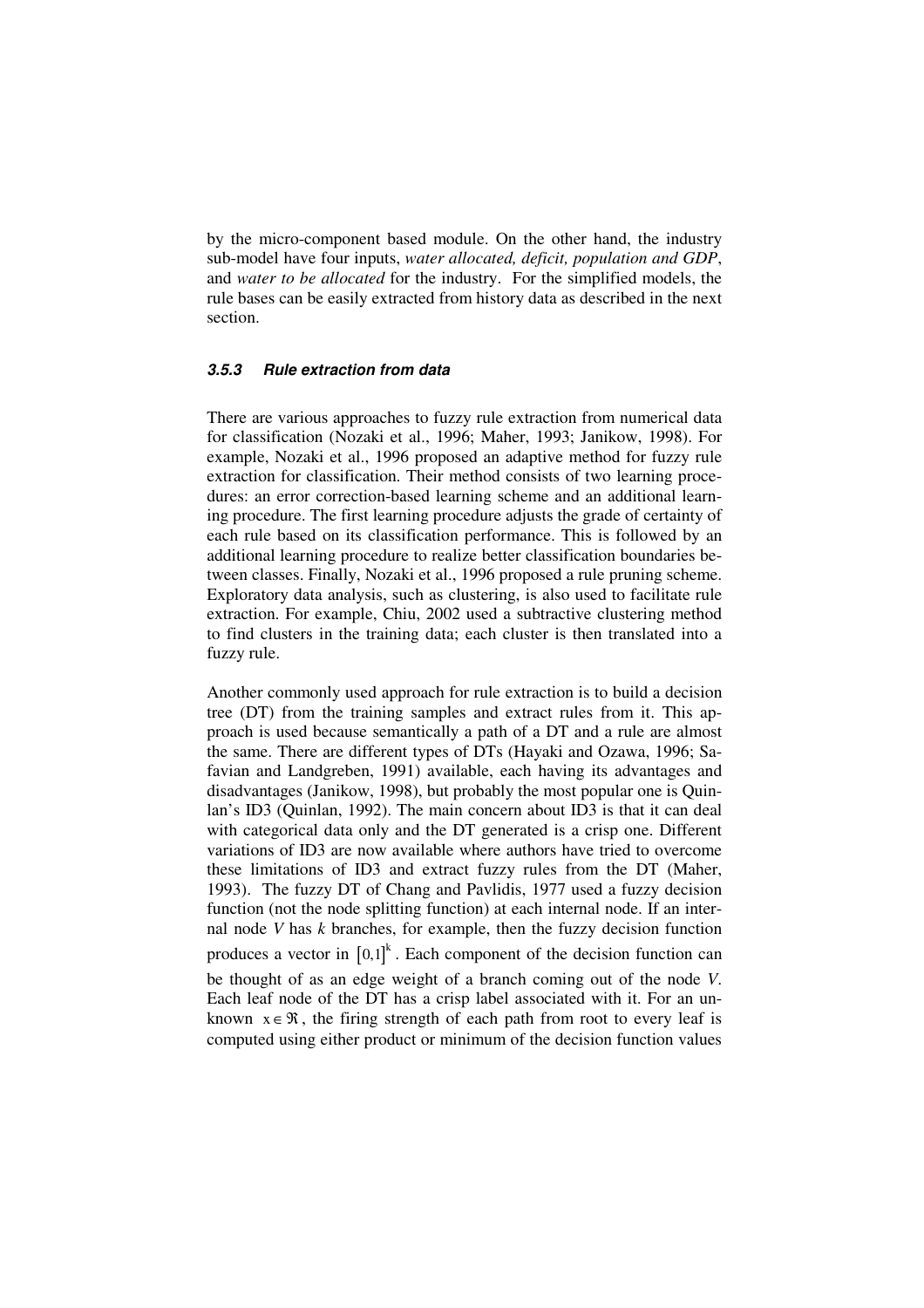by the micro-component based module. On the other hand, the industry sub-model have four inputs, *water allocated, deficit, population and GDP*, and *water to be allocated* for the industry. For the simplified models, the rule bases can be easily extracted from history data as described in the next section.

### 3.5.3 Rule extraction from data

There are various approaches to fuzzy rule extraction from numerical data for classification (Nozaki et al., 1996; Maher, 1993; Janikow, 1998). For example, Nozaki et al., 1996 proposed an adaptive method for fuzzy rule extraction for classification. Their method consists of two learning procedures: an error correction-based learning scheme and an additional learning procedure. The first learning procedure adjusts the grade of certainty of each rule based on its classification performance. This is followed by an additional learning procedure to realize better classification boundaries between classes. Finally, Nozaki et al., 1996 proposed a rule pruning scheme. Exploratory data analysis, such as clustering, is also used to facilitate rule extraction. For example, Chiu, 2002 used a subtractive clustering method to find clusters in the training data; each cluster is then translated into a fuzzy rule.

Another commonly used approach for rule extraction is to build a decision tree (DT) from the training samples and extract rules from it. This approach is used because semantically a path of a DT and a rule are almost the same. There are different types of DTs (Hayaki and Ozawa, 1996; Safavian and Landgreben, 1991) available, each having its advantages and disadvantages (Janikow, 1998), but probably the most popular one is Quinlan's ID3 (Quinlan, 1992). The main concern about ID3 is that it can deal with categorical data only and the DT generated is a crisp one. Different variations of ID3 are now available where authors have tried to overcome these limitations of ID3 and extract fuzzy rules from the DT (Maher, 1993). The fuzzy DT of Chang and Pavlidis, 1977 used a fuzzy decision function (not the node splitting function) at each internal node. If an internal node *V* has *k* branches, for example, then the fuzzy decision function produces a vector in $[0,1]^k$. Each component of the decision function can be thought of as an edge weight of a branch coming out of the node *V*. Each leaf node of the DT has a crisp label associated with it. For an unknown $x \in \Re$, the firing strength of each path from root to every leaf is computed using either product or minimum of the decision function values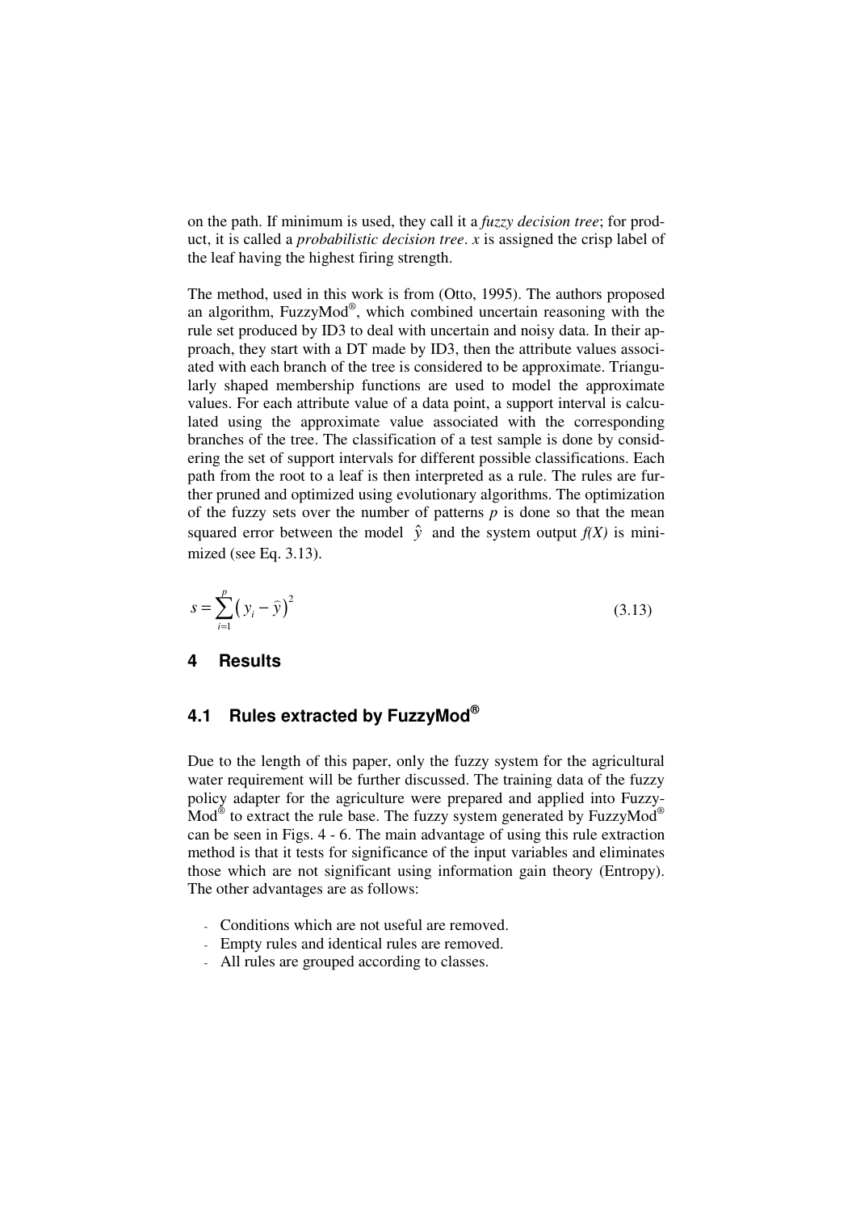on the path. If minimum is used, they call it a *fuzzy decision tree*; for product, it is called a *probabilistic decision tree*. $x$ is assigned the crisp label of the leaf having the highest firing strength.

The method, used in this work is from (Otto, 1995). The authors proposed an algorithm, FuzzyMod®, which combined uncertain reasoning with the rule set produced by ID3 to deal with uncertain and noisy data. In their approach, they start with a DT made by ID3, then the attribute values associated with each branch of the tree is considered to be approximate. Triangularly shaped membership functions are used to model the approximate values. For each attribute value of a data point, a support interval is calculated using the approximate value associated with the corresponding branches of the tree. The classification of a test sample is done by considering the set of support intervals for different possible classifications. Each path from the root to a leaf is then interpreted as a rule. The rules are further pruned and optimized using evolutionary algorithms. The optimization of the fuzzy sets over the number of patterns $p$ is done so that the mean squared error between the model $\hat{y}$ and the system output $f(X)$ is minimized (see Eq. 3.13).

$$s = \sum_{i=1}^{p} \left( y_i - \hat{y} \right)^2 \tag{3.13}$$

# 4 Results

## 4.1 Rules extracted by FuzzyMod®

Due to the length of this paper, only the fuzzy system for the agricultural water requirement will be further discussed. The training data of the fuzzy policy adapter for the agriculture were prepared and applied into FuzzyMod® to extract the rule base. The fuzzy system generated by FuzzyMod® can be seen in Figs. 4 - 6. The main advantage of using this rule extraction method is that it tests for significance of the input variables and eliminates those which are not significant using information gain theory (Entropy). The other advantages are as follows:

- Conditions which are not useful are removed.
- Empty rules and identical rules are removed.
- All rules are grouped according to classes.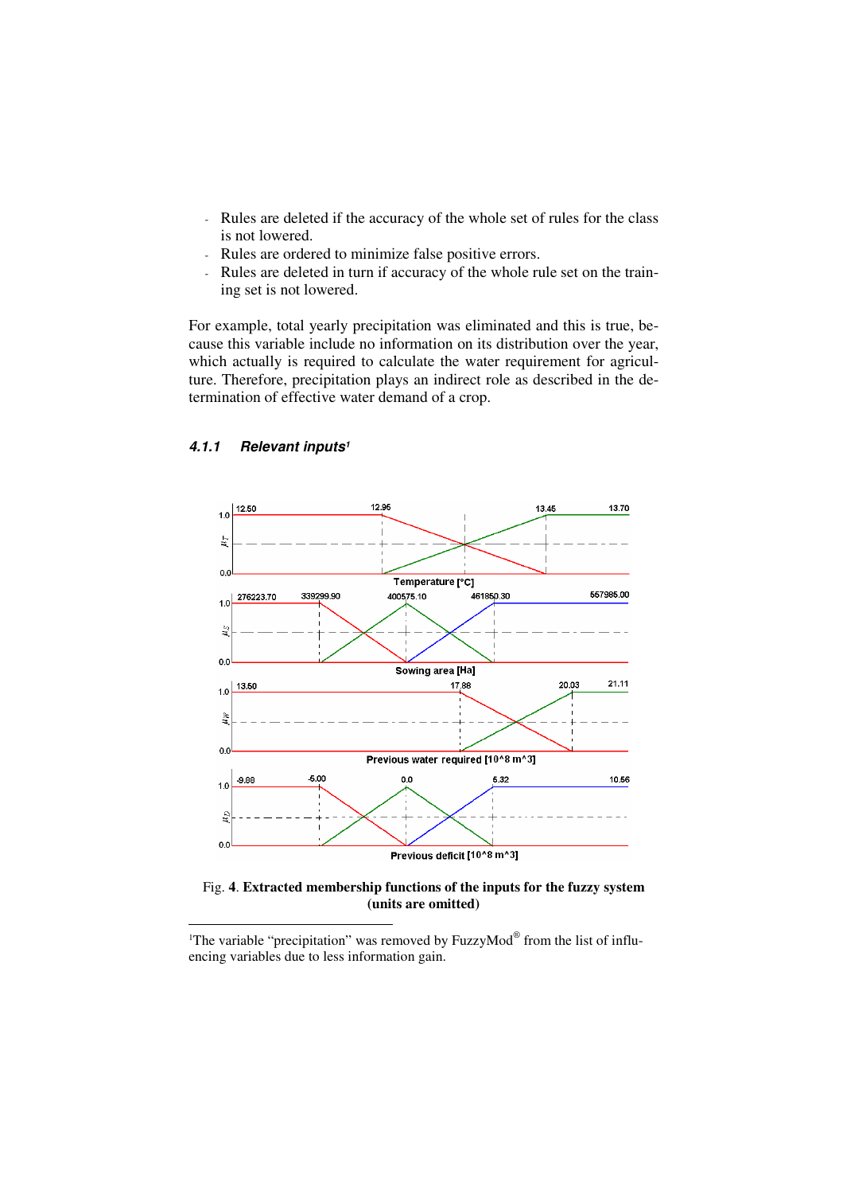- Rules are deleted if the accuracy of the whole set of rules for the class is not lowered.
- Rules are ordered to minimize false positive errors.
- Rules are deleted in turn if accuracy of the whole rule set on the training set is not lowered.

For example, total yearly precipitation was eliminated and this is true, because this variable include no information on its distribution over the year, which actually is required to calculate the water requirement for agriculture. Therefore, precipitation plays an indirect role as described in the determination of effective water demand of a crop.

#### *4.1.1 Relevant inputs*[1]

Fig. **4**. **Extracted membership functions of the inputs for the fuzzy system (units are omitted)**

[1]The variable "precipitation" was removed by FuzzyMod® from the list of influencing variables due to less information gain.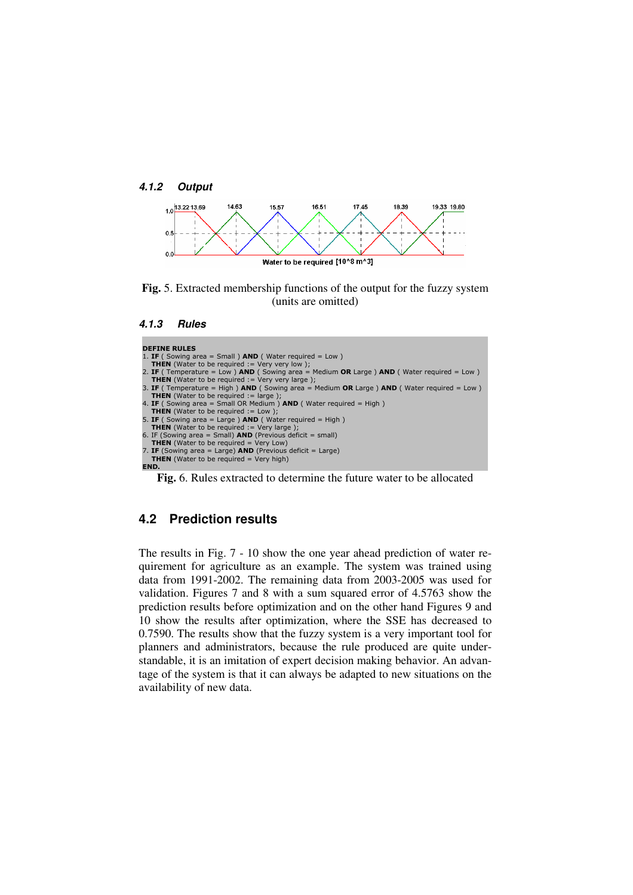### 4.1.2 Output

**Fig.** 5. Extracted membership functions of the output for the fuzzy system (units are omitted)

### 4.1.3 Rules

```
DEFINE RULES
1. IF ( Sowing area = Small ) AND ( Water required = Low )
   THEN (Water to be required := Very very low );
2. IF ( Temperature = Low ) AND ( Sowing area = Medium OR Large ) AND ( Water required = Low )
   THEN (Water to be required := Very very large );
3. IF ( Temperature = High ) AND ( Sowing area = Medium OR Large ) AND ( Water required = Low )
   THEN (Water to be required := large );
4. IF ( Sowing area = Small OR Medium ) AND ( Water required = High )
   THEN (Water to be required := Low );
5. IF ( Sowing area = Large ) AND ( Water required = High )
   THEN (Water to be required := Very large );
6. IF (Sowing area = Small) AND (Previous deficit = small)
   THEN (Water to be required = Very Low)
7. IF (Sowing area = Large) AND (Previous deficit = Large)
   THEN (Water to be required = Very high)
END.
```

**Fig.** 6. Rules extracted to determine the future water to be allocated

## 4.2 Prediction results

The results in Fig. 7 - 10 show the one year ahead prediction of water requirement for agriculture as an example. The system was trained using data from 1991-2002. The remaining data from 2003-2005 was used for validation. Figures 7 and 8 with a sum squared error of 4.5763 show the prediction results before optimization and on the other hand Figures 9 and 10 show the results after optimization, where the SSE has decreased to 0.7590. The results show that the fuzzy system is a very important tool for planners and administrators, because the rule produced are quite understandable, it is an imitation of expert decision making behavior. An advantage of the system is that it can always be adapted to new situations on the availability of new data.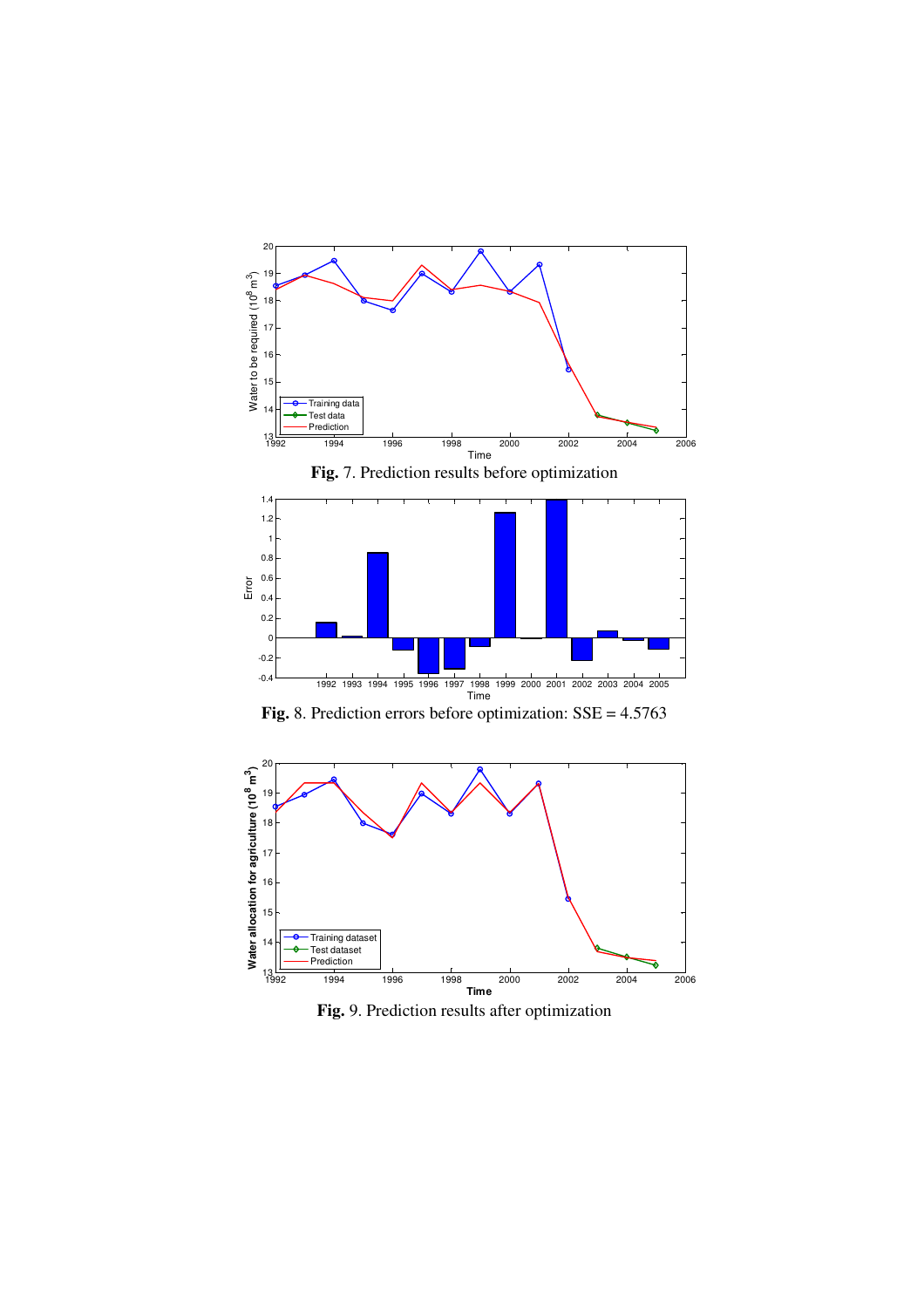**Fig.** 7. Prediction results before optimization

**Fig.** 8. Prediction errors before optimization: SSE = 4.5763

**Fig.** 9. Prediction results after optimization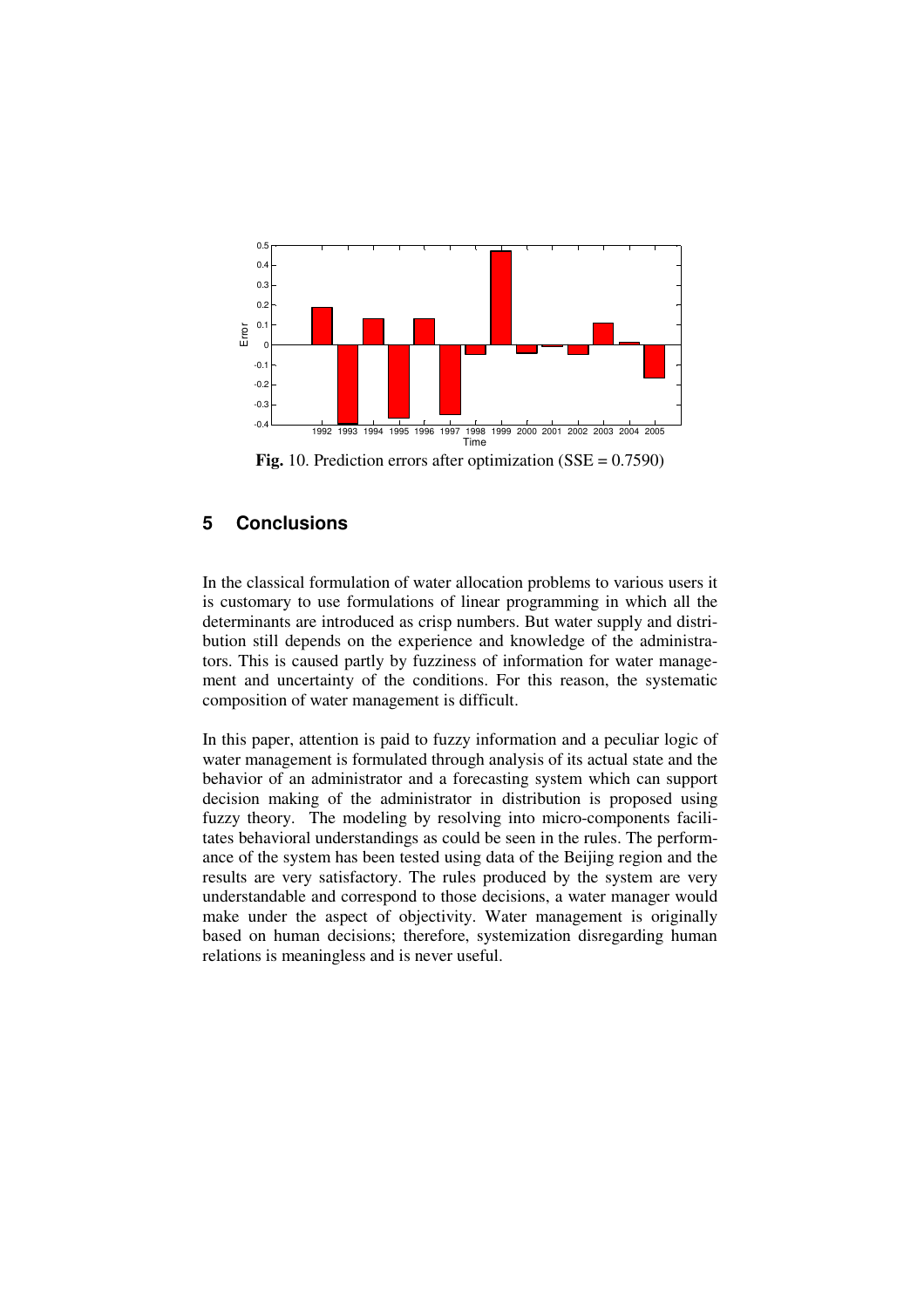**Fig.** 10. Prediction errors after optimization (SSE = 0.7590)

## 5 Conclusions

In the classical formulation of water allocation problems to various users it is customary to use formulations of linear programming in which all the determinants are introduced as crisp numbers. But water supply and distribution still depends on the experience and knowledge of the administrators. This is caused partly by fuzziness of information for water management and uncertainty of the conditions. For this reason, the systematic composition of water management is difficult.

In this paper, attention is paid to fuzzy information and a peculiar logic of water management is formulated through analysis of its actual state and the behavior of an administrator and a forecasting system which can support decision making of the administrator in distribution is proposed using fuzzy theory. The modeling by resolving into micro-components facilitates behavioral understandings as could be seen in the rules. The performance of the system has been tested using data of the Beijing region and the results are very satisfactory. The rules produced by the system are very understandable and correspond to those decisions, a water manager would make under the aspect of objectivity. Water management is originally based on human decisions; therefore, systemization disregarding human relations is meaningless and is never useful.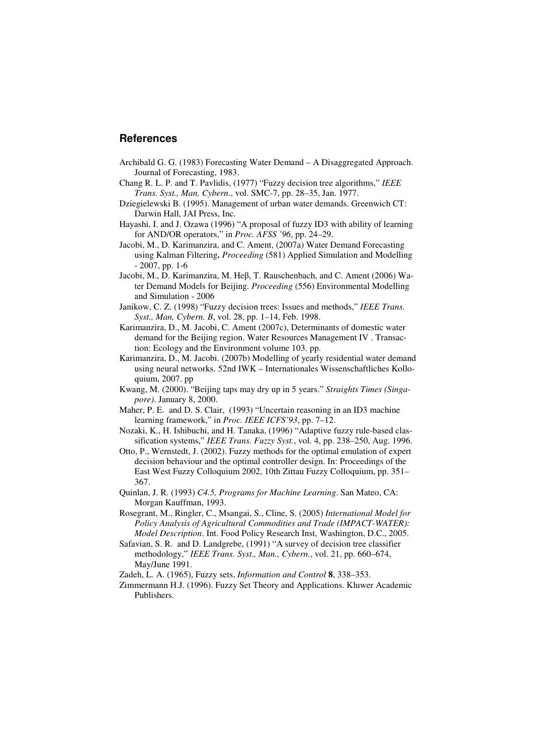## References

Archibald G. G. (1983) Forecasting Water Demand – A Disaggregated Approach. Journal of Forecasting, 1983.

Chang R. L. P. and T. Pavlidis, (1977) "Fuzzy decision tree algorithms," *IEEE Trans. Syst., Man, Cybern.*, vol. SMC-7, pp. 28–35, Jan. 1977.

Dziegielewski B. (1995). Management of urban water demands. Greenwich CT: Darwin Hall, JAI Press, Inc.

Hayashi, I. and J. Ozawa (1996) "A proposal of fuzzy ID3 with ability of learning for AND/OR operators," in *Proc. AFSS '96*, pp. 24–29.

Jacobi, M., D. Karimanzira, and C. Ament, (2007a) Water Demand Forecasting using Kalman Filtering**.** *Proceeding* (581) Applied Simulation and Modelling - 2007, pp. 1-6

Jacobi, M., D. Karimanzira, M. Heβ, T. Rauschenbach, and C. Ament (2006) Water Demand Models for Beijing. *Proceeding* (556) Environmental Modelling and Simulation - 2006

Janikow, C. Z. (1998) "Fuzzy decision trees: Issues and methods," *IEEE Trans. Syst., Man, Cybern. B*, vol. 28, pp. 1–14, Feb. 1998.

Karimanzira, D., M. Jacobi, C. Ament (2007c), Determinants of domestic water demand for the Beijing region. Water Resources Management IV . Transaction: Ecology and the Environment volume 103. pp.

Karimanzira, D., M. Jacobi. (2007b) Modelling of yearly residential water demand using neural networks. 52nd IWK – Internationales Wissenschaftliches Kolloquium, 2007. pp

Kwang, M. (2000). "Beijing taps may dry up in 5 years." *Straights Times (Singapore)*. January 8, 2000.

Maher, P. E. and D. S. Clair, (1993) "Uncertain reasoning in an ID3 machine learning framework," in *Proc. IEEE ICFS'93*, pp. 7–12.

Nozaki, K., H. Ishibuchi, and H. Tanaka, (1996) "Adaptive fuzzy rule-based classification systems," *IEEE Trans. Fuzzy Syst.*, vol. 4, pp. 238–250, Aug. 1996.

Otto, P., Wernstedt, J. (2002). Fuzzy methods for the optimal emulation of expert decision behaviour and the optimal controller design. In: Proceedings of the East West Fuzzy Colloquium 2002, 10th Zittau Fuzzy Colloquium, pp. 351–367.

Quinlan, J. R. (1993) *C4.5, Programs for Machine Learning*. San Mateo, CA: Morgan Kauffman, 1993.

Rosegrant, M., Ringler, C., Msangai, S., Cline, S. (2005) *International Model for Policy Analysis of Agricultural Commodities and Trade (IMPACT-WATER): Model Description*. Int. Food Policy Research Inst, Washington, D.C., 2005.

Safavian, S. R. and D. Landgrebe, (1991) "A survey of decision tree classifier methodology," *IEEE Trans. Syst., Man., Cybern.*, vol. 21, pp. 660–674, May/June 1991.

Zadeh, L. A. (1965), Fuzzy sets, *Information and Control* **8**, 338–353.

Zimmermann H.J. (1996). Fuzzy Set Theory and Applications. Kluwer Academic Publishers.